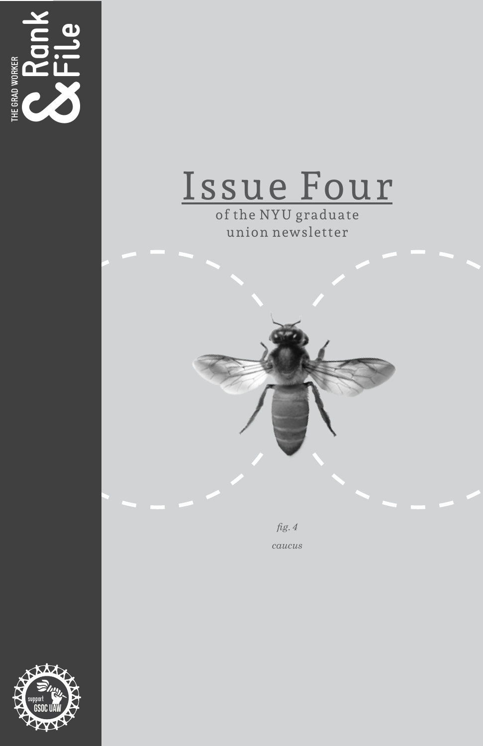THE GRAD WORKER

# Rank & File

# Issue Four

of the NYU graduate union newsletter

*fig. 4*

*caucus*

support GSOC UAW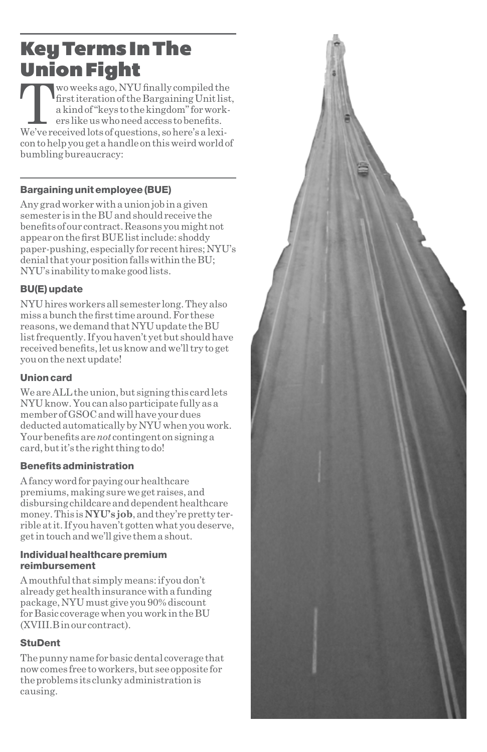# Key Terms In The Union Fight

Two weeks ago, NYU finally compiled the first iteration of the Bargaining Unit list, a kind of "keys to the kingdom" for workers like us who need access to benefits. We've received lots of questions, so here's a lexicon to help you get a handle on this weird world of bumbling bureaucracy:

### Bargaining unit employee (BUE)

Any grad worker with a union job in a given semester is in the BU and should receive the benefits of our contract. Reasons you might not appear on the first BUE list include: shoddy paper-pushing, especially for recent hires; NYU's denial that your position falls within the BU; NYU's inability to make good lists.

### BU(E) update

NYU hires workers all semester long. They also miss a bunch the first time around. For these reasons, we demand that NYU update the BU list frequently. If you haven't yet but should have received benefits, let us know and we'll try to get you on the next update!

### Union card

We are ALL the union, but signing this card lets NYU know. You can also participate fully as a member of GSOC and will have your dues deducted automatically by NYU when you work. Your benefits are *not* contingent on signing a card, but it's the right thing to do!

### Benefits administration

A fancy word for paying our healthcare premiums, making sure we get raises, and disbursing childcare and dependent healthcare money. This is **NYU's job**, and they're pretty terrible at it. If you haven't gotten what you deserve, get in touch and we'll give them a shout.

### Individual healthcare premium reimbursement

A mouthful that simply means: if you don't already get health insurance with a funding package, NYU must give you 90% discount for Basic coverage when you work in the BU (XVIII.B in our contract).

### StuDent

The punny name for basic dental coverage that now comes free to workers, but see opposite for the problems its clunky administration is causing.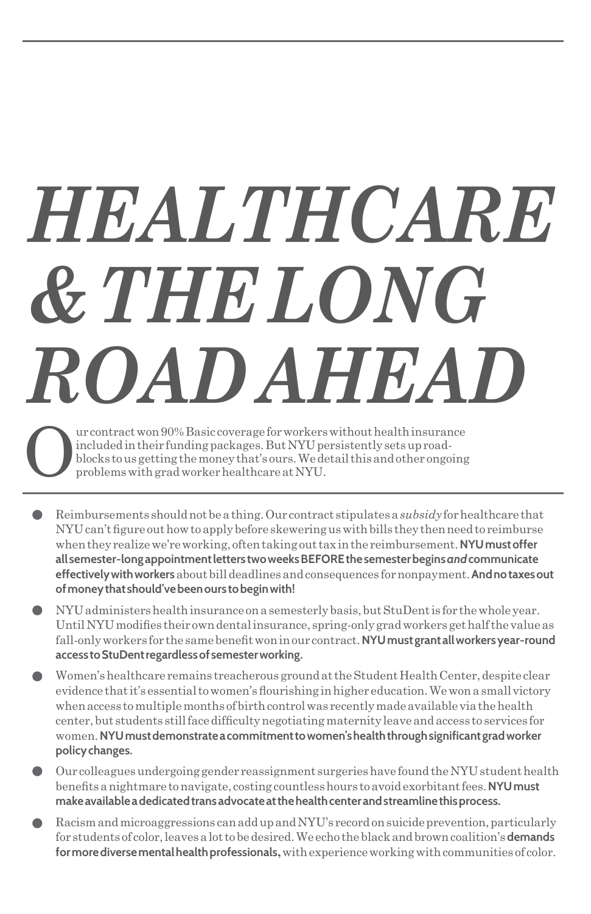# *HEALTHCARE & THE LONG ROAD AHEAD*

Our contract won 90% Basic coverage for workers without health insurance included in their funding packages. But NYU persistently sets up road-blocks to us getting the money that's ours. We detail this and other ongoing problems with grad worker healthcare at NYU.

- Reimbursements should not be a thing. Our contract stipulates a *subsidy* for healthcare that NYU can't figure out how to apply before skewering us with bills they then need to reimburse when they realize we're working, often taking out tax in the reimbursement. **NYU must offer all semester-long appointment letters two weeks BEFORE the semester begins *and* communicate effectively with workers** about bill deadlines and consequences for nonpayment. **And no taxes out of money that should've been ours to begin with!**
- NYU administers health insurance on a semesterly basis, but StuDent is for the whole year. Until NYU modifies their own dental insurance, spring-only grad workers get half the value as fall-only workers for the same benefit won in our contract. **NYU must grant all workers year-round access to StuDent regardless of semester working.**
- Women's healthcare remains treacherous ground at the Student Health Center, despite clear evidence that it's essential to women's flourishing in higher education. We won a small victory when access to multiple months of birth control was recently made available via the health center, but students still face difficulty negotiating maternity leave and access to services for women. **NYU must demonstrate a commitment to women's health through significant grad worker policy changes.**
- Our colleagues undergoing gender reassignment surgeries have found the NYU student health benefits a nightmare to navigate, costing countless hours to avoid exorbitant fees. **NYU must make available a dedicated trans advocate at the health center and streamline this process.**
- Racism and microaggressions can add up and NYU's record on suicide prevention, particularly for students of color, leaves a lot to be desired. We echo the black and brown coalition's **demands for more diverse mental health professionals,** with experience working with communities of color.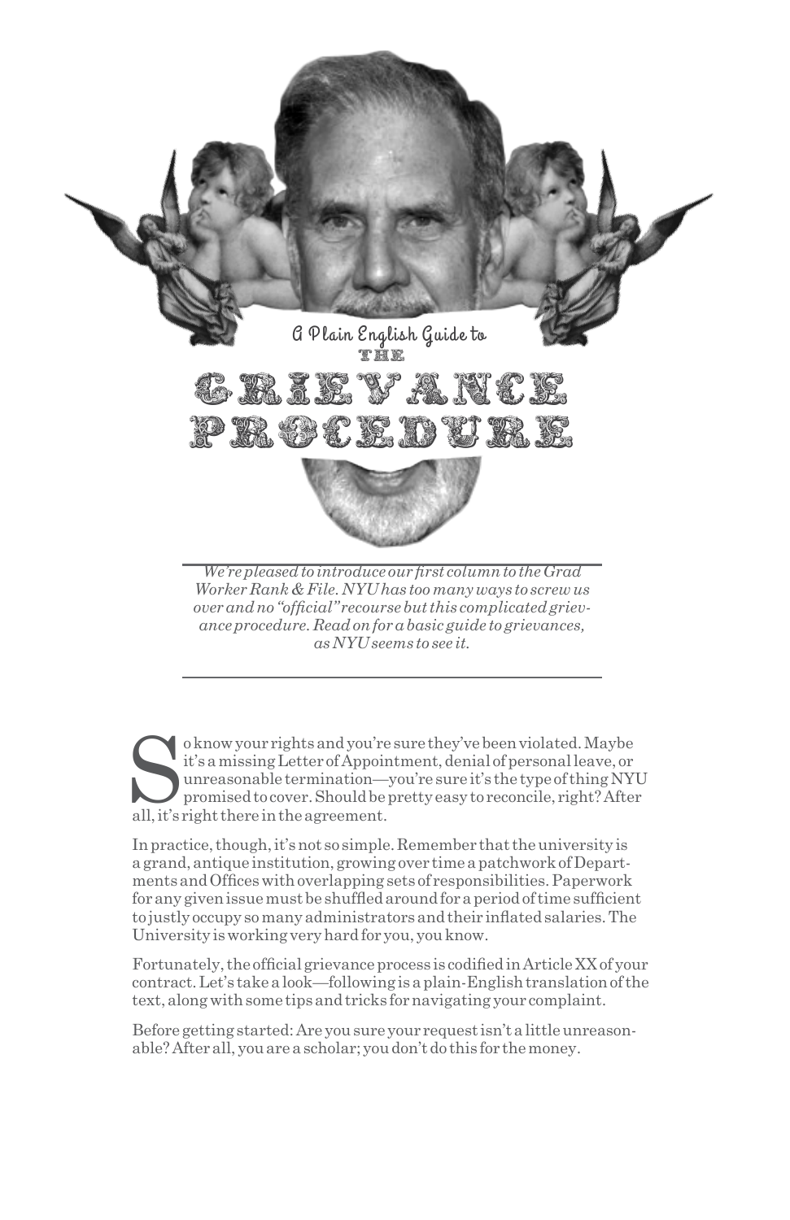# A Plain English Guide to THE GRIEVANCE PROCEDURE

*We're pleased to introduce our first column to the Grad Worker Rank & File. NYU has too many ways to screw us over and no "official" recourse but this complicated grievance procedure. Read on for a basic guide to grievances, as NYU seems to see it.*

So know your rights and you're sure they've been violated. Maybe it's a missing Letter of Appointment, denial of personal leave, or unreasonable termination—you're sure it's the type of thing NYU promised to cover. Should be pretty easy to reconcile, right? After all, it's right there in the agreement.

In practice, though, it's not so simple. Remember that the university is a grand, antique institution, growing over time a patchwork of Departments and Offices with overlapping sets of responsibilities. Paperwork for any given issue must be shuffled around for a period of time sufficient to justly occupy so many administrators and their inflated salaries. The University is working very hard for you, you know.

Fortunately, the official grievance process is codified in Article XX of your contract. Let's take a look—following is a plain-English translation of the text, along with some tips and tricks for navigating your complaint.

Before getting started: Are you sure your request isn't a little unreasonable? After all, you are a scholar; you don't do this for the money.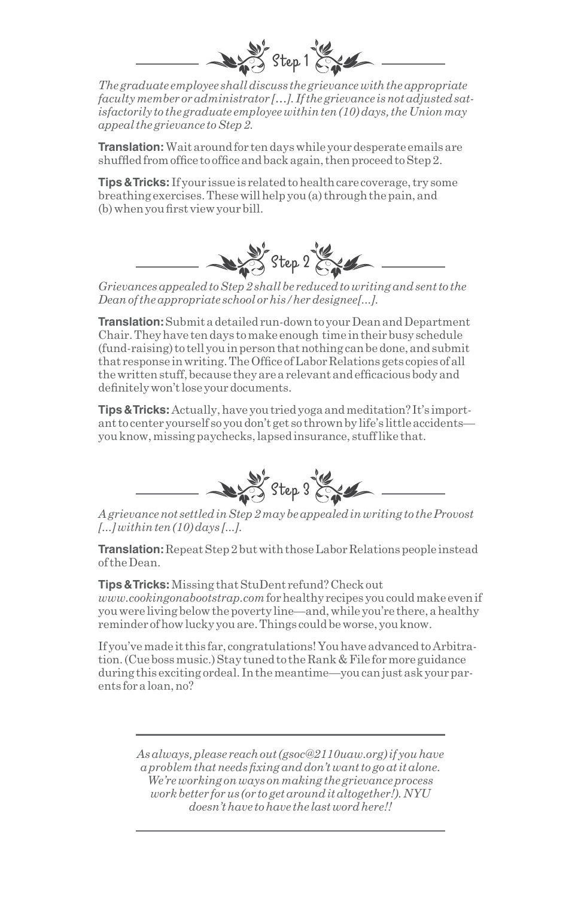## Step 1

*The graduate employee shall discuss the grievance with the appropriate faculty member or administrator […]. If the grievance is not adjusted satisfactorily to the graduate employee within ten (10) days, the Union may appeal the grievance to Step 2.*

**Translation:** Wait around for ten days while your desperate emails are shuffled from office to office and back again, then proceed to Step 2.

**Tips & Tricks:** If your issue is related to health care coverage, try some breathing exercises. These will help you (a) through the pain, and (b) when you first view your bill.

## Step 2

*Grievances appealed to Step 2 shall be reduced to writing and sent to the Dean of the appropriate school or his / her designee[...].*

**Translation:** Submit a detailed run-down to your Dean and Department Chair. They have ten days to make enough time in their busy schedule (fund-raising) to tell you in person that nothing can be done, and submit that response in writing. The Office of Labor Relations gets copies of all the written stuff, because they are a relevant and efficacious body and definitely won't lose your documents.

**Tips & Tricks:** Actually, have you tried yoga and meditation? It's important to center yourself so you don't get so thrown by life's little accidents—you know, missing paychecks, lapsed insurance, stuff like that.

## Step 3

*A grievance not settled in Step 2 may be appealed in writing to the Provost [...] within ten (10) days [...].*

**Translation:** Repeat Step 2 but with those Labor Relations people instead of the Dean.

**Tips & Tricks:** Missing that StuDent refund? Check out *www.cookingonabootstrap.com* for healthy recipes you could make even if you were living below the poverty line—and, while you're there, a healthy reminder of how lucky you are. Things could be worse, you know.

If you've made it this far, congratulations! You have advanced to Arbitration. (Cue boss music.) Stay tuned to the Rank & File for more guidance during this exciting ordeal. In the meantime—you can just ask your parents for a loan, no?

---

*As always, please reach out (gsoc@2110uaw.org) if you have a problem that needs fixing and don't want to go at it alone. We're working on ways on making the grievance process work better for us (or to get around it altogether!). NYU doesn't have to have the last word here!!*

---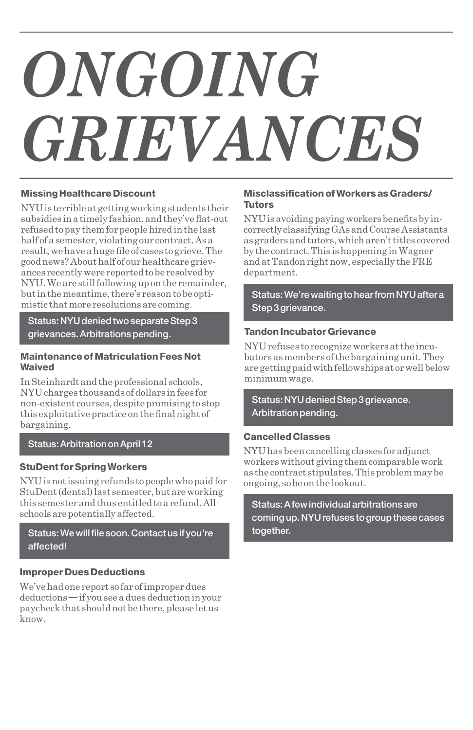# *ONGOING GRIEVANCES*

### Missing Healthcare Discount

NYU is terrible at getting working students their subsidies in a timely fashion, and they've flat-out refused to pay them for people hired in the last half of a semester, violating our contract. As a result, we have a huge file of cases to grieve. The good news? About half of our healthcare grievances recently were reported to be resolved by NYU. We are still following up on the remainder, but in the meantime, there's reason to be optimistic that more resolutions are coming.

**Status: NYU denied two separate Step 3 grievances. Arbitrations pending.**

### Maintenance of Matriculation Fees Not Waived

In Steinhardt and the professional schools, NYU charges thousands of dollars in fees for non-existent courses, despite promising to stop this exploitative practice on the final night of bargaining.

**Status: Arbitration on April 12**

### StuDent for Spring Workers

NYU is not issuing refunds to people who paid for StuDent (dental) last semester, but are working this semester and thus entitled to a refund. All schools are potentially affected.

**Status: We will file soon. Contact us if you're affected!**

### Improper Dues Deductions

We've had one report so far of improper dues deductions — if you see a dues deduction in your paycheck that should not be there, please let us know.

### Misclassification of Workers as Graders/Tutors

NYU is avoiding paying workers benefits by incorrectly classifying GAs and Course Assistants as graders and tutors, which aren't titles covered by the contract. This is happening in Wagner and at Tandon right now, especially the FRE department.

**Status: We're waiting to hear from NYU after a Step 3 grievance.**

### Tandon Incubator Grievance

NYU refuses to recognize workers at the incubators as members of the bargaining unit. They are getting paid with fellowships at or well below minimum wage.

**Status: NYU denied Step 3 grievance. Arbitration pending.**

### Cancelled Classes

NYU has been cancelling classes for adjunct workers without giving them comparable work as the contract stipulates. This problem may be ongoing, so be on the lookout.

**Status: A few individual arbitrations are coming up. NYU refuses to group these cases together.**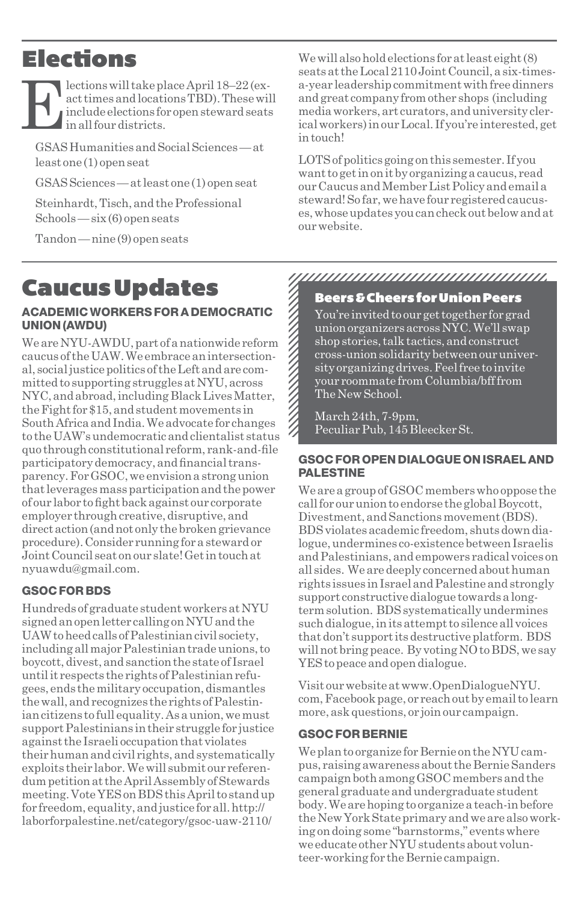# Elections

Elections will take place April 18–22 (exact times and locations TBD). These will include elections for open steward seats in all four districts.

GSAS Humanities and Social Sciences — at least one (1) open seat

GSAS Sciences — at least one (1) open seat

Steinhardt, Tisch, and the Professional Schools — six (6) open seats

Tandon — nine (9) open seats

We will also hold elections for at least eight (8) seats at the Local 2110 Joint Council, a six-times-a-year leadership commitment with free dinners and great company from other shops (including media workers, art curators, and university clerical workers) in our Local. If you're interested, get in touch!

LOTS of politics going on this semester. If you want to get in on it by organizing a caucus, read our Caucus and Member List Policy and email a steward! So far, we have four registered caucuses, whose updates you can check out below and at our website.

# Caucus Updates

### ACADEMIC WORKERS FOR A DEMOCRATIC UNION (AWDU)

We are NYU-AWDU, part of a nationwide reform caucus of the UAW. We embrace an intersectional, social justice politics of the Left and are committed to supporting struggles at NYU, across NYC, and abroad, including Black Lives Matter, the Fight for $15, and student movements in South Africa and India. We advocate for changes to the UAW's undemocratic and clientalist status quo through constitutional reform, rank-and-file participatory democracy, and financial transparency. For GSOC, we envision a strong union that leverages mass participation and the power of our labor to fight back against our corporate employer through creative, disruptive, and direct action (and not only the broken grievance procedure). Consider running for a steward or Joint Council seat on our slate! Get in touch at nyuawdu@gmail.com.

### GSOC FOR BDS

Hundreds of graduate student workers at NYU signed an open letter calling on NYU and the UAW to heed calls of Palestinian civil society, including all major Palestinian trade unions, to boycott, divest, and sanction the state of Israel until it respects the rights of Palestinian refugees, ends the military occupation, dismantles the wall, and recognizes the rights of Palestinian citizens to full equality. As a union, we must support Palestinians in their struggle for justice against the Israeli occupation that violates their human and civil rights, and systematically exploits their labor. We will submit our referendum petition at the April Assembly of Stewards meeting. Vote YES on BDS this April to stand up for freedom, equality, and justice for all. http://laborforpalestine.net/category/gsoc-uaw-2110/

### Beers & Cheers for Union Peers

You're invited to our get together for grad union organizers across NYC. We'll swap shop stories, talk tactics, and construct cross-union solidarity between our university organizing drives. Feel free to invite your roommate from Columbia/bff from The New School.

March 24th, 7-9pm,
Peculiar Pub, 145 Bleecker St.

### GSOC FOR OPEN DIALOGUE ON ISRAEL AND PALESTINE

We are a group of GSOC members who oppose the call for our union to endorse the global Boycott, Divestment, and Sanctions movement (BDS). BDS violates academic freedom, shuts down dialogue, undermines co-existence between Israelis and Palestinians, and empowers radical voices on all sides. We are deeply concerned about human rights issues in Israel and Palestine and strongly support constructive dialogue towards a long-term solution. BDS systematically undermines such dialogue, in its attempt to silence all voices that don't support its destructive platform. BDS will not bring peace. By voting NO to BDS, we say YES to peace and open dialogue.

Visit our website at www.OpenDialogueNYU.com, Facebook page, or reach out by email to learn more, ask questions, or join our campaign.

### GSOC FOR BERNIE

We plan to organize for Bernie on the NYU campus, raising awareness about the Bernie Sanders campaign both among GSOC members and the general graduate and undergraduate student body. We are hoping to organize a teach-in before the New York State primary and we are also working on doing some "barnstorms," events where we educate other NYU students about volunteer-working for the Bernie campaign.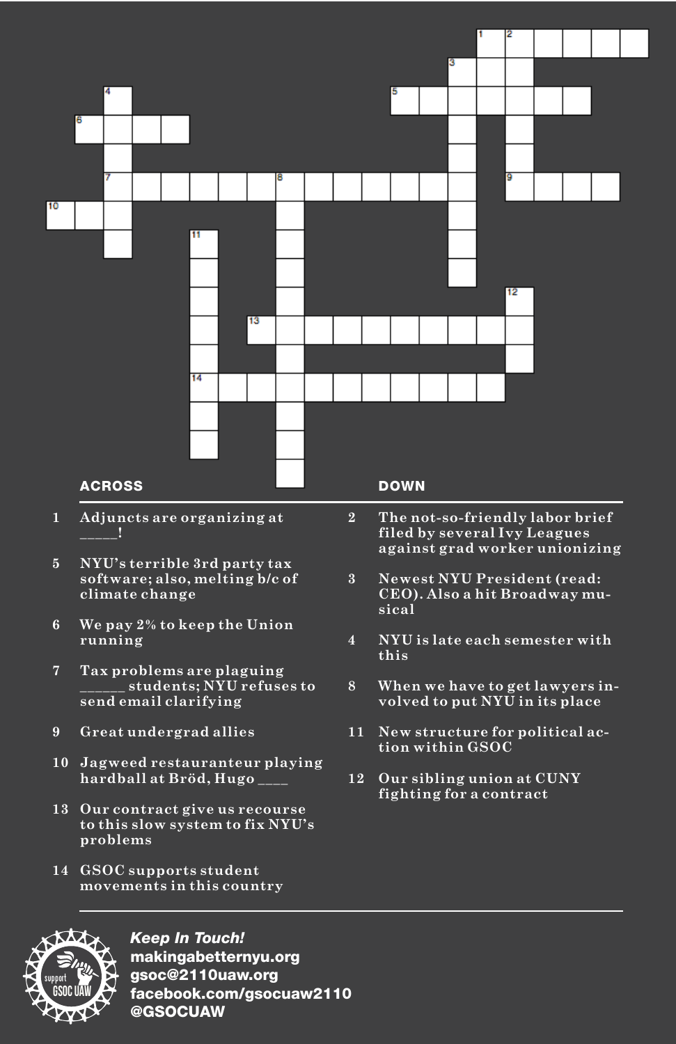**ACROSS**

1 Adjuncts are organizing at _____!

5 NYU's terrible 3rd party tax software; also, melting b/c of climate change

6 We pay 2% to keep the Union running

7 Tax problems are plaguing ______ students; NYU refuses to send email clarifying

9 Great undergrad allies

10 Jagweed restauranteur playing hardball at Bröd, Hugo ____

13 Our contract give us recourse to this slow system to fix NYU's problems

14 GSOC supports student movements in this country

**DOWN**

2 The not-so-friendly labor brief filed by several Ivy Leagues against grad worker unionizing

3 Newest NYU President (read: CEO). Also a hit Broadway musical

4 NYU is late each semester with this

8 When we have to get lawyers involved to put NYU in its place

11 New structure for political action within GSOC

12 Our sibling union at CUNY fighting for a contract

---

*Keep In Touch!*

**makingabetternyu.org**

**gsoc@2110uaw.org**

**facebook.com/gsocuaw2110**

**@GSOCUAW**